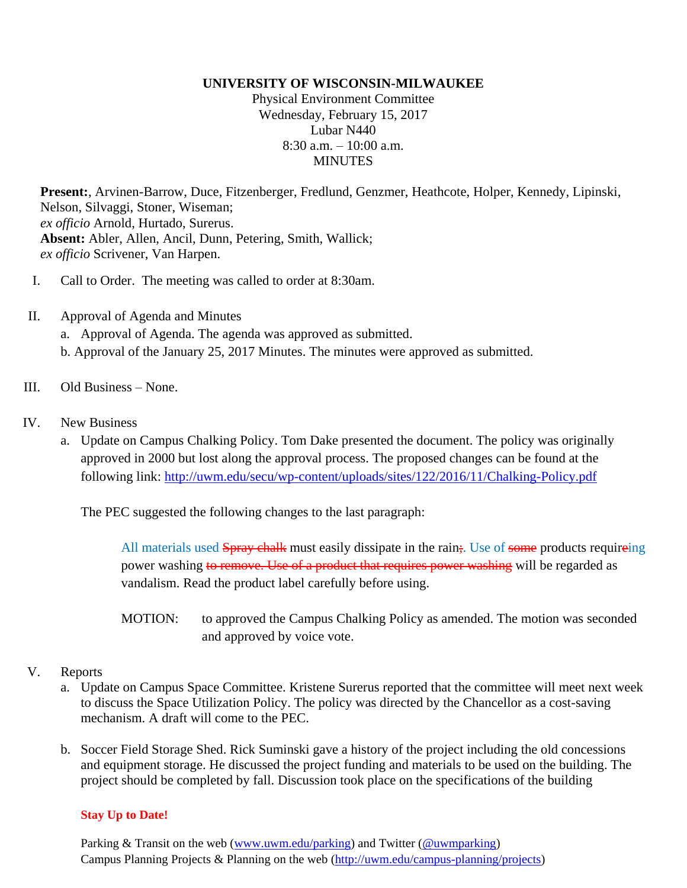**UNIVERSITY OF WISCONSIN-MILWAUKEE**
Physical Environment Committee
Wednesday, February 15, 2017
Lubar N440
8:30 a.m. – 10:00 a.m.
MINUTES

**Present:**, Arvinen-Barrow, Duce, Fitzenberger, Fredlund, Genzmer, Heathcote, Holper, Kennedy, Lipinski, Nelson, Silvaggi, Stoner, Wiseman;
*ex officio* Arnold, Hurtado, Surerus.
**Absent:** Abler, Allen, Ancil, Dunn, Petering, Smith, Wallick;
*ex officio* Scrivener, Van Harpen.

I. Call to Order. The meeting was called to order at 8:30am.

II. Approval of Agenda and Minutes
   a. Approval of Agenda. The agenda was approved as submitted.
   b. Approval of the January 25, 2017 Minutes. The minutes were approved as submitted.

III. Old Business – None.

IV. New Business
   a. Update on Campus Chalking Policy. Tom Dake presented the document. The policy was originally approved in 2000 but lost along the approval process. The proposed changes can be found at the following link: http://uwm.edu/secu/wp-content/uploads/sites/122/2016/11/Chalking-Policy.pdf

   The PEC suggested the following changes to the last paragraph:

   > All materials used ~~Spray chalk~~ must easily dissipate in the rain~~;~~. Use of ~~some~~ products requir~~e~~ing power washing ~~to remove. Use of a product that requires power washing~~ will be regarded as vandalism. Read the product label carefully before using.

   MOTION: to approved the Campus Chalking Policy as amended. The motion was seconded and approved by voice vote.

V. Reports
   a. Update on Campus Space Committee. Kristene Surerus reported that the committee will meet next week to discuss the Space Utilization Policy. The policy was directed by the Chancellor as a cost-saving mechanism. A draft will come to the PEC.

   b. Soccer Field Storage Shed. Rick Suminski gave a history of the project including the old concessions and equipment storage. He discussed the project funding and materials to be used on the building. The project should be completed by fall. Discussion took place on the specifications of the building

**Stay Up to Date!**

Parking & Transit on the web (www.uwm.edu/parking) and Twitter (@uwmparking)
Campus Planning Projects & Planning on the web (http://uwm.edu/campus-planning/projects)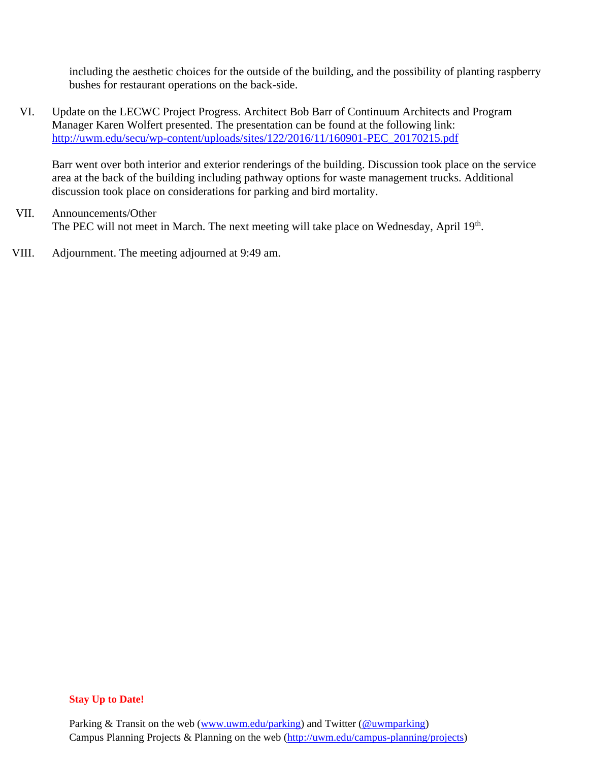including the aesthetic choices for the outside of the building, and the possibility of planting raspberry bushes for restaurant operations on the back-side.

VI. Update on the LECWC Project Progress. Architect Bob Barr of Continuum Architects and Program Manager Karen Wolfert presented. The presentation can be found at the following link: [http://uwm.edu/secu/wp-content/uploads/sites/122/2016/11/160901-PEC_20170215.pdf](http://uwm.edu/secu/wp-content/uploads/sites/122/2016/11/160901-PEC_20170215.pdf)

Barr went over both interior and exterior renderings of the building. Discussion took place on the service area at the back of the building including pathway options for waste management trucks. Additional discussion took place on considerations for parking and bird mortality.

VII. Announcements/Other
The PEC will not meet in March. The next meeting will take place on Wednesday, April 19th.

VIII. Adjournment. The meeting adjourned at 9:49 am.

**Stay Up to Date!**

Parking & Transit on the web ([www.uwm.edu/parking](http://www.uwm.edu/parking)) and Twitter ([@uwmparking](https://twitter.com/uwmparking))
Campus Planning Projects & Planning on the web ([http://uwm.edu/campus-planning/projects](http://uwm.edu/campus-planning/projects))